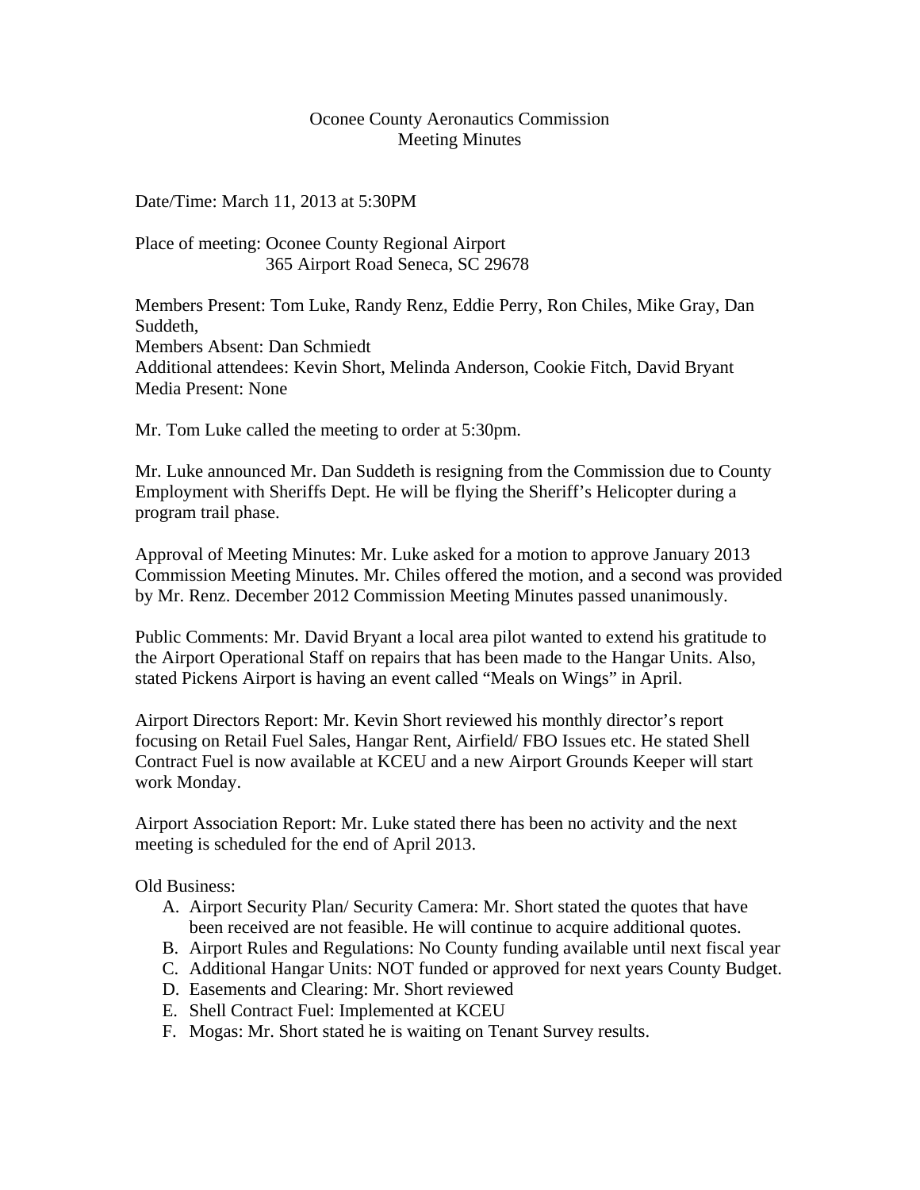# Oconee County Aeronautics Commission
## Meeting Minutes

Date/Time: March 11, 2013 at 5:30PM

Place of meeting: Oconee County Regional Airport
365 Airport Road Seneca, SC 29678

Members Present: Tom Luke, Randy Renz, Eddie Perry, Ron Chiles, Mike Gray, Dan Suddeth,
Members Absent: Dan Schmiedt
Additional attendees: Kevin Short, Melinda Anderson, Cookie Fitch, David Bryant
Media Present: None

Mr. Tom Luke called the meeting to order at 5:30pm.

Mr. Luke announced Mr. Dan Suddeth is resigning from the Commission due to County Employment with Sheriffs Dept. He will be flying the Sheriff's Helicopter during a program trail phase.

Approval of Meeting Minutes: Mr. Luke asked for a motion to approve January 2013 Commission Meeting Minutes. Mr. Chiles offered the motion, and a second was provided by Mr. Renz. December 2012 Commission Meeting Minutes passed unanimously.

Public Comments: Mr. David Bryant a local area pilot wanted to extend his gratitude to the Airport Operational Staff on repairs that has been made to the Hangar Units. Also, stated Pickens Airport is having an event called "Meals on Wings" in April.

Airport Directors Report: Mr. Kevin Short reviewed his monthly director's report focusing on Retail Fuel Sales, Hangar Rent, Airfield/ FBO Issues etc. He stated Shell Contract Fuel is now available at KCEU and a new Airport Grounds Keeper will start work Monday.

Airport Association Report: Mr. Luke stated there has been no activity and the next meeting is scheduled for the end of April 2013.

Old Business:

A. Airport Security Plan/ Security Camera: Mr. Short stated the quotes that have been received are not feasible. He will continue to acquire additional quotes.
B. Airport Rules and Regulations: No County funding available until next fiscal year
C. Additional Hangar Units: NOT funded or approved for next years County Budget.
D. Easements and Clearing: Mr. Short reviewed
E. Shell Contract Fuel: Implemented at KCEU
F. Mogas: Mr. Short stated he is waiting on Tenant Survey results.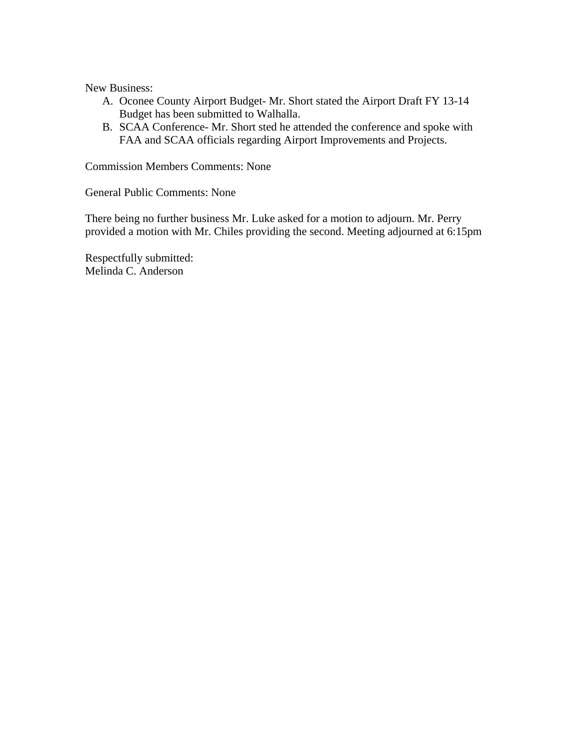New Business:

A. Oconee County Airport Budget- Mr. Short stated the Airport Draft FY 13-14 Budget has been submitted to Walhalla.
B. SCAA Conference- Mr. Short sted he attended the conference and spoke with FAA and SCAA officials regarding Airport Improvements and Projects.

Commission Members Comments: None

General Public Comments: None

There being no further business Mr. Luke asked for a motion to adjourn. Mr. Perry provided a motion with Mr. Chiles providing the second. Meeting adjourned at 6:15pm

Respectfully submitted:
Melinda C. Anderson